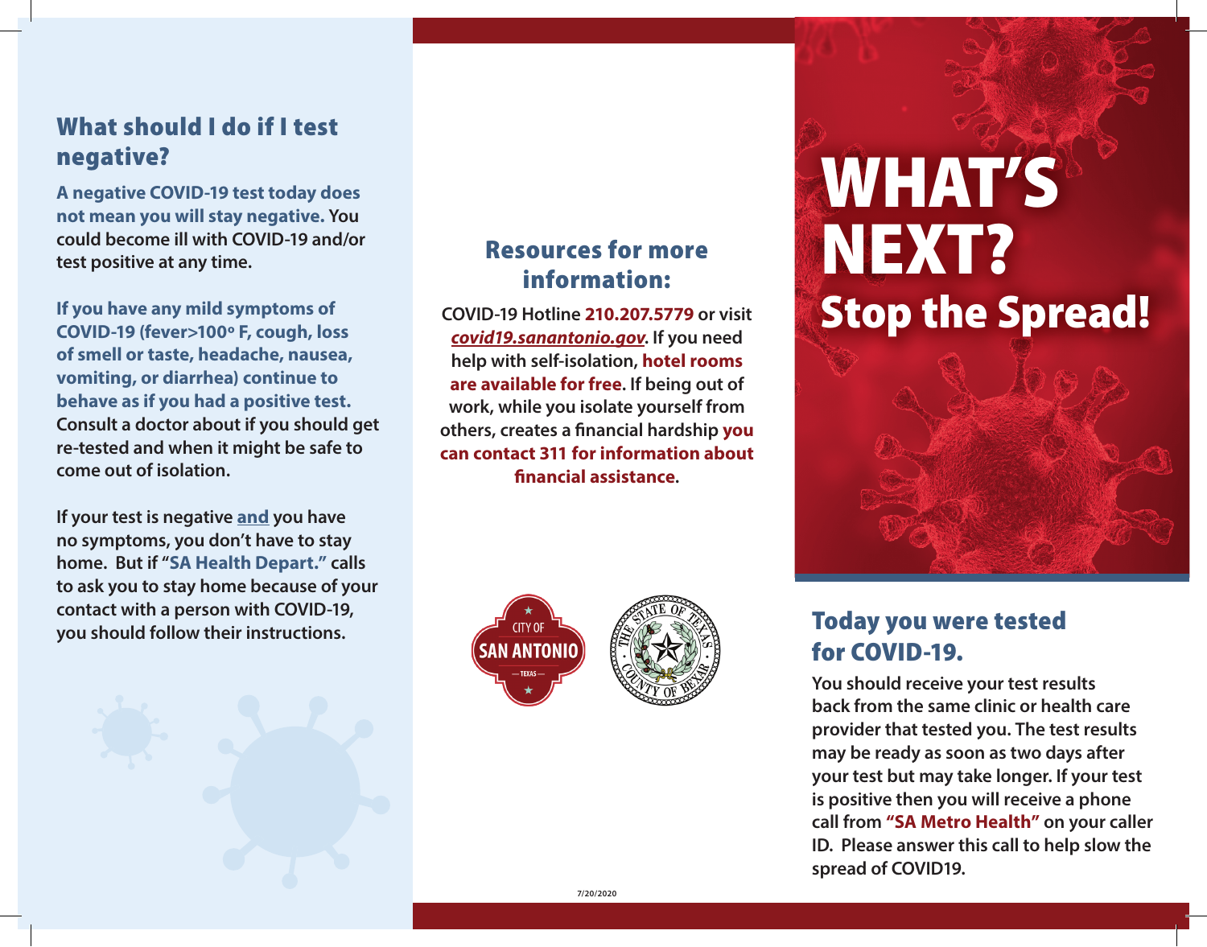# WHAT'S NEXT?

## Stop the Spread!

## Today you were tested for COVID-19.

You should receive your test results back from the same clinic or health care provider that tested you. The test results may be ready as soon as two days after your test but may take longer. If your test is positive then you will receive a phone call from **"SA Metro Health"** on your caller ID. Please answer this call to help slow the spread of COVID19.

## What should I do if I test negative?

**A negative COVID-19 test today does not mean you will stay negative.** You could become ill with COVID-19 and/or test positive at any time.

**If you have any mild symptoms of COVID-19 (fever>100º F, cough, loss of smell or taste, headache, nausea, vomiting, or diarrhea) continue to behave as if you had a positive test.** Consult a doctor about if you should get re-tested and when it might be safe to come out of isolation.

If your test is negative <u>and</u> you have no symptoms, you don't have to stay home. But if **"SA Health Depart."** calls to ask you to stay home because of your contact with a person with COVID-19, you should follow their instructions.

## Resources for more information:

COVID-19 Hotline **210.207.5779** or visit ***covid19.sanantonio.gov***. If you need help with self-isolation, **hotel rooms are available for free**. If being out of work, while you isolate yourself from others, creates a financial hardship **you can contact 311 for information about financial assistance**.

CITY OF SAN ANTONIO — TEXAS

THE STATE OF TEXAS — COUNTY OF BEXAR

7/20/2020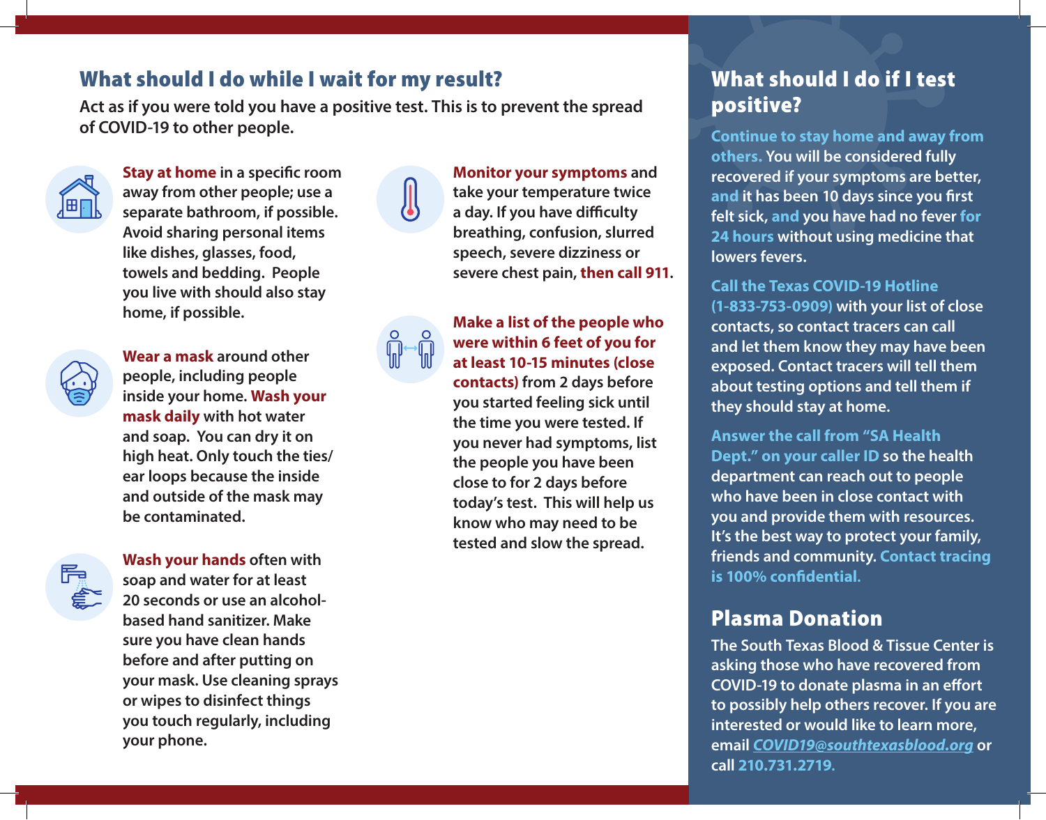## What should I do while I wait for my result?

**Act as if you were told you have a positive test. This is to prevent the spread of COVID-19 to other people.**

**Stay at home** in a specific room away from other people; use a separate bathroom, if possible. Avoid sharing personal items like dishes, glasses, food, towels and bedding. People you live with should also stay home, if possible.

**Wear a mask** around other people, including people inside your home. **Wash your mask daily** with hot water and soap. You can dry it on high heat. Only touch the ties/ ear loops because the inside and outside of the mask may be contaminated.

**Wash your hands** often with soap and water for at least 20 seconds or use an alcohol-based hand sanitizer. Make sure you have clean hands before and after putting on your mask. Use cleaning sprays or wipes to disinfect things you touch regularly, including your phone.

**Monitor your symptoms** and take your temperature twice a day. If you have difficulty breathing, confusion, slurred speech, severe dizziness or severe chest pain, **then call 911**.

**Make a list of the people who were within 6 feet of you for at least 10-15 minutes (close contacts)** from 2 days before you started feeling sick until the time you were tested. If you never had symptoms, list the people you have been close to for 2 days before today's test. This will help us know who may need to be tested and slow the spread.

## What should I do if I test positive?

**Continue to stay home and away from others.** You will be considered fully recovered if your symptoms are better, **and** it has been 10 days since you first felt sick, **and** you have had no fever **for 24 hours** without using medicine that lowers fevers.

**Call the Texas COVID-19 Hotline (1-833-753-0909)** with your list of close contacts, so contact tracers can call and let them know they may have been exposed. Contact tracers will tell them about testing options and tell them if they should stay at home.

**Answer the call from "SA Health Dept." on your caller ID** so the health department can reach out to people who have been in close contact with you and provide them with resources. It's the best way to protect your family, friends and community. **Contact tracing is 100% confidential.**

## Plasma Donation

The South Texas Blood & Tissue Center is asking those who have recovered from COVID-19 to donate plasma in an effort to possibly help others recover. If you are interested or would like to learn more, email ***COVID19@southtexasblood.org*** or call **210.731.2719.**